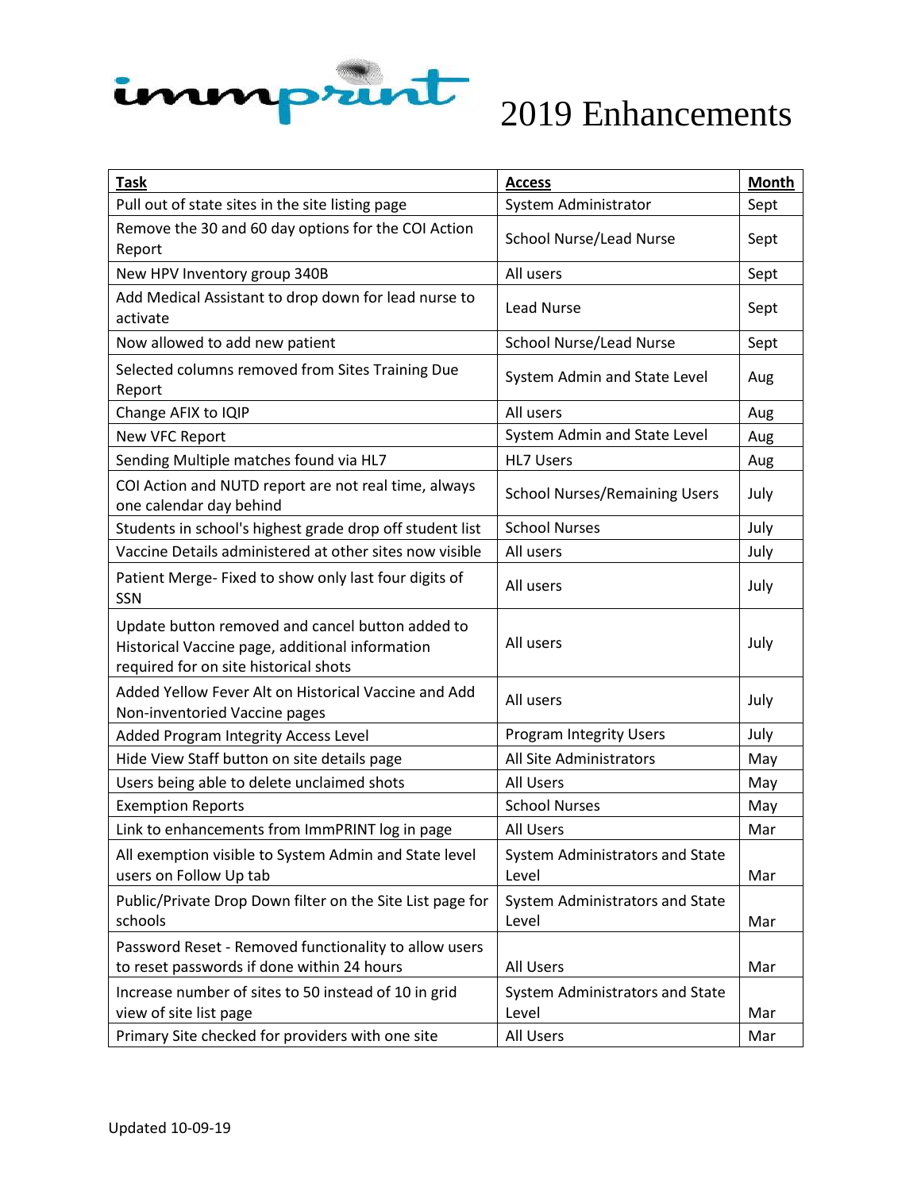# immprint 2019 Enhancements

| **Task** | **Access** | **Month** |
|---|---|---|
| Pull out of state sites in the site listing page | System Administrator | Sept |
| Remove the 30 and 60 day options for the COI Action Report | School Nurse/Lead Nurse | Sept |
| New HPV Inventory group 340B | All users | Sept |
| Add Medical Assistant to drop down for lead nurse to activate | Lead Nurse | Sept |
| Now allowed to add new patient | School Nurse/Lead Nurse | Sept |
| Selected columns removed from Sites Training Due Report | System Admin and State Level | Aug |
| Change AFIX to IQIP | All users | Aug |
| New VFC Report | System Admin and State Level | Aug |
| Sending Multiple matches found via HL7 | HL7 Users | Aug |
| COI Action and NUTD report are not real time, always one calendar day behind | School Nurses/Remaining Users | July |
| Students in school's highest grade drop off student list | School Nurses | July |
| Vaccine Details administered at other sites now visible | All users | July |
| Patient Merge- Fixed to show only last four digits of SSN | All users | July |
| Update button removed and cancel button added to Historical Vaccine page, additional information required for on site historical shots | All users | July |
| Added Yellow Fever Alt on Historical Vaccine and Add Non-inventoried Vaccine pages | All users | July |
| Added Program Integrity Access Level | Program Integrity Users | July |
| Hide View Staff button on site details page | All Site Administrators | May |
| Users being able to delete unclaimed shots | All Users | May |
| Exemption Reports | School Nurses | May |
| Link to enhancements from ImmPRINT log in page | All Users | Mar |
| All exemption visible to System Admin and State level users on Follow Up tab | System Administrators and State Level | Mar |
| Public/Private Drop Down filter on the Site List page for schools | System Administrators and State Level | Mar |
| Password Reset - Removed functionality to allow users to reset passwords if done within 24 hours | All Users | Mar |
| Increase number of sites to 50 instead of 10 in grid view of site list page | System Administrators and State Level | Mar |
| Primary Site checked for providers with one site | All Users | Mar |

Updated 10-09-19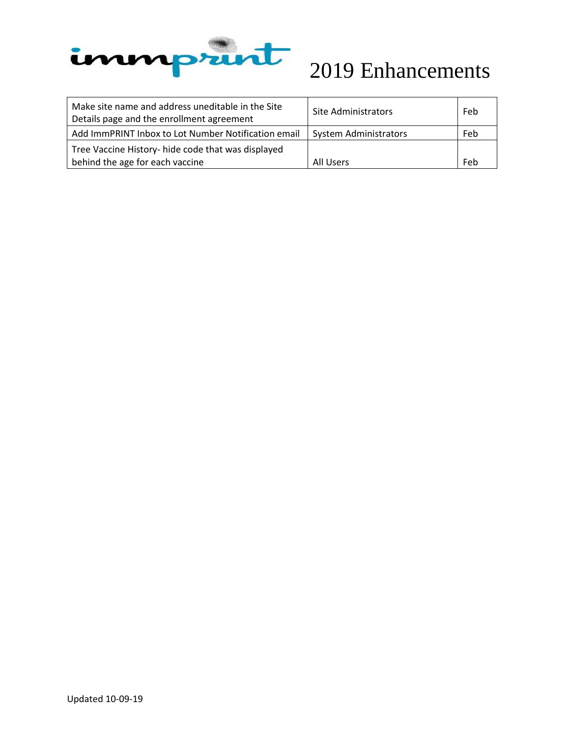# 2019 Enhancements

| | | |
|---|---|---|
| Make site name and address uneditable in the Site Details page and the enrollment agreement | Site Administrators | Feb |
| Add ImmPRINT Inbox to Lot Number Notification email | System Administrators | Feb |
| Tree Vaccine History- hide code that was displayed behind the age for each vaccine | All Users | Feb |

Updated 10-09-19